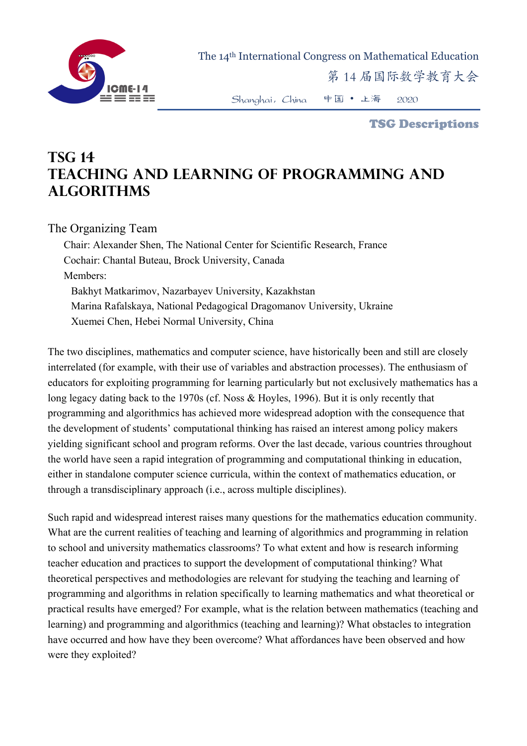# TSG 14
# TEACHING AND LEARNING OF PROGRAMMING AND ALGORITHMS

## The Organizing Team

Chair: Alexander Shen, The National Center for Scientific Research, France

Cochair: Chantal Buteau, Brock University, Canada

Members:

- Bakhyt Matkarimov, Nazarbayev University, Kazakhstan
- Marina Rafalskaya, National Pedagogical Dragomanov University, Ukraine
- Xuemei Chen, Hebei Normal University, China

The two disciplines, mathematics and computer science, have historically been and still are closely interrelated (for example, with their use of variables and abstraction processes). The enthusiasm of educators for exploiting programming for learning particularly but not exclusively mathematics has a long legacy dating back to the 1970s (cf. Noss & Hoyles, 1996). But it is only recently that programming and algorithmics has achieved more widespread adoption with the consequence that the development of students' computational thinking has raised an interest among policy makers yielding significant school and program reforms. Over the last decade, various countries throughout the world have seen a rapid integration of programming and computational thinking in education, either in standalone computer science curricula, within the context of mathematics education, or through a transdisciplinary approach (i.e., across multiple disciplines).

Such rapid and widespread interest raises many questions for the mathematics education community. What are the current realities of teaching and learning of algorithmics and programming in relation to school and university mathematics classrooms? To what extent and how is research informing teacher education and practices to support the development of computational thinking? What theoretical perspectives and methodologies are relevant for studying the teaching and learning of programming and algorithms in relation specifically to learning mathematics and what theoretical or practical results have emerged? For example, what is the relation between mathematics (teaching and learning) and programming and algorithmics (teaching and learning)? What obstacles to integration have occurred and how have they been overcome? What affordances have been observed and how were they exploited?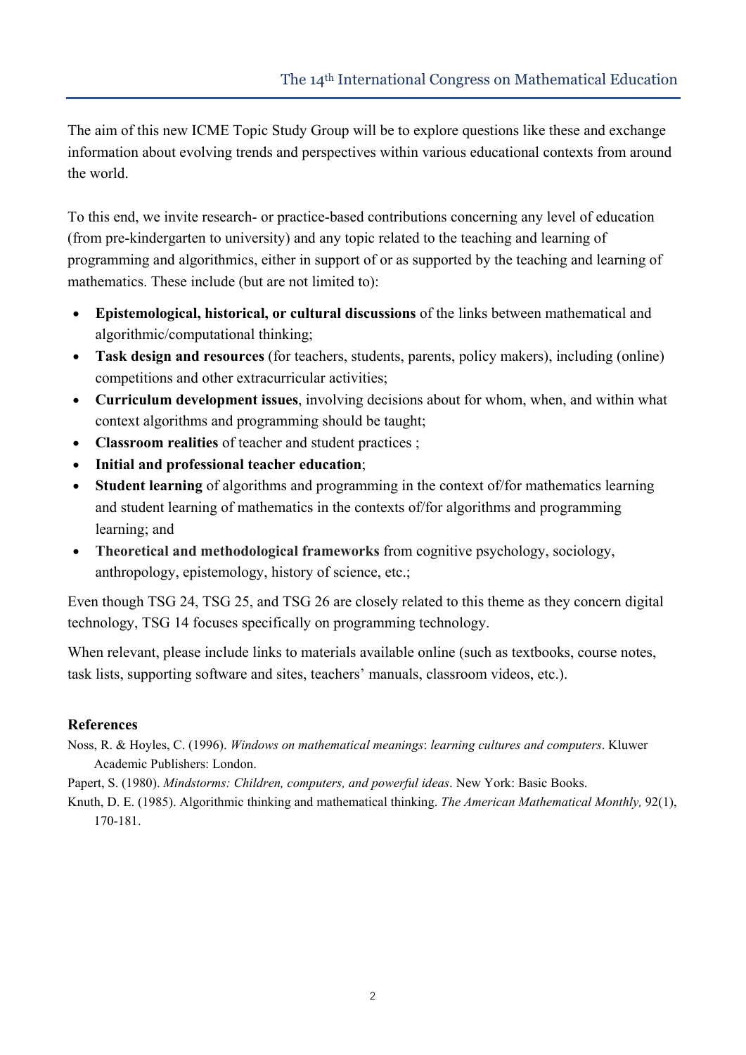The aim of this new ICME Topic Study Group will be to explore questions like these and exchange information about evolving trends and perspectives within various educational contexts from around the world.

To this end, we invite research- or practice-based contributions concerning any level of education (from pre-kindergarten to university) and any topic related to the teaching and learning of programming and algorithmics, either in support of or as supported by the teaching and learning of mathematics. These include (but are not limited to):

- **Epistemological, historical, or cultural discussions** of the links between mathematical and algorithmic/computational thinking;
- **Task design and resources** (for teachers, students, parents, policy makers), including (online) competitions and other extracurricular activities;
- **Curriculum development issues**, involving decisions about for whom, when, and within what context algorithms and programming should be taught;
- **Classroom realities** of teacher and student practices ;
- **Initial and professional teacher education**;
- **Student learning** of algorithms and programming in the context of/for mathematics learning and student learning of mathematics in the contexts of/for algorithms and programming learning; and
- **Theoretical and methodological frameworks** from cognitive psychology, sociology, anthropology, epistemology, history of science, etc.;

Even though TSG 24, TSG 25, and TSG 26 are closely related to this theme as they concern digital technology, TSG 14 focuses specifically on programming technology.

When relevant, please include links to materials available online (such as textbooks, course notes, task lists, supporting software and sites, teachers' manuals, classroom videos, etc.).

## References

Noss, R. & Hoyles, C. (1996). *Windows on mathematical meanings*: *learning cultures and computers*. Kluwer Academic Publishers: London.

Papert, S. (1980). *Mindstorms: Children, computers, and powerful ideas*. New York: Basic Books.

Knuth, D. E. (1985). Algorithmic thinking and mathematical thinking. *The American Mathematical Monthly,* 92(1), 170-181.